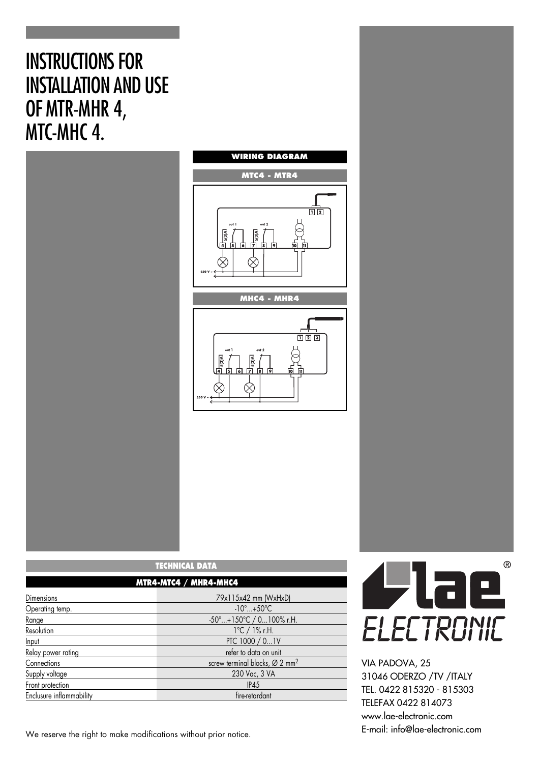# INSTRUCTIONS FOR INSTALLATION AND USE OF MTR-MHR 4, MTC-MHC 4.

## WIRING DIAGRAM

### MTC4 - MTR4

### MHC4 - MHR4

## TECHNICAL DATA

| MTR4-MTC4 / MHR4-MHC4 | |
|---|---|
| Dimensions | 79x115x42 mm (WxHxD) |
| Operating temp. | -10°...+50°C |
| Range | -50°...+150°C / 0...100% r.H. |
| Resolution | 1°C / 1% r.H. |
| Input | PTC 1000 / 0...1V |
| Relay power rating | refer to data on unit |
| Connections | screw terminal blocks, Ø 2 $mm^2$ |
| Supply voltage | 230 Vac, 3 VA |
| Front protection | IP45 |
| Enclusure inflammability | fire-retardant |

We reserve the right to make modifications without prior notice.

lae ELECTRONIC

VIA PADOVA, 25
31046 ODERZO /TV /ITALY
TEL. 0422 815320 - 815303
TELEFAX 0422 814073
www.lae-electronic.com
E-mail: info@lae-electronic.com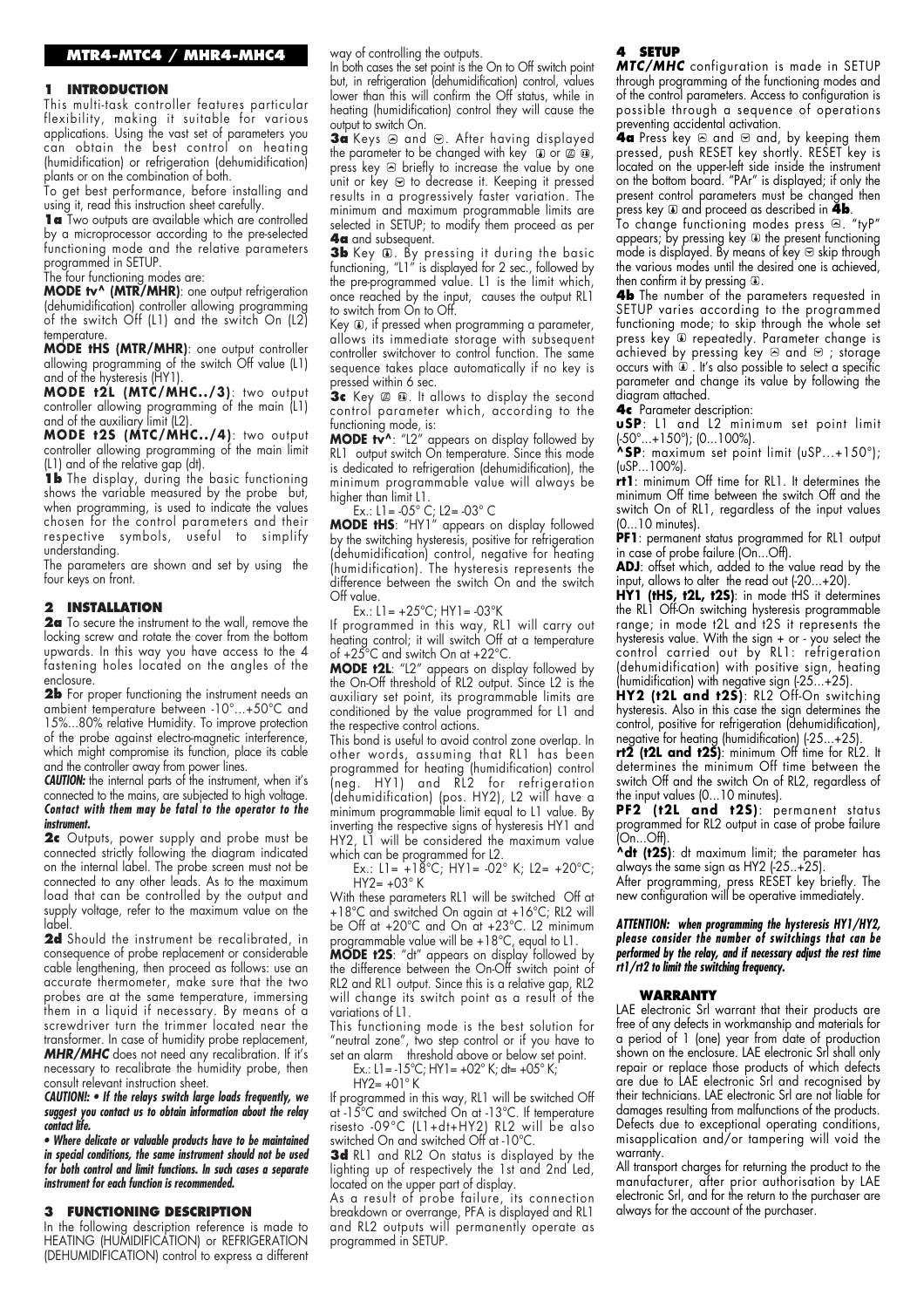# MTR4-MTC4 / MHR4-MHC4

## 1 INTRODUCTION

This multi-task controller features particular flexibility, making it suitable for various applications. Using the vast set of parameters you can obtain the best control on heating (humidification) or refrigeration (dehumidification) plants or on the combination of both.

To get best performance, before installing and using it, read this instruction sheet carefully.

**1a** Two outputs are available which are controlled by a microprocessor according to the pre-selected functioning mode and the relative parameters programmed in SETUP.

The four functioning modes are:

**MODE tv^ (MTR/MHR)**: one output refrigeration (dehumidification) controller allowing programming of the switch Off (L1) and the switch On (L2) temperature.

**MODE tHS (MTR/MHR)**: one output controller allowing programming of the switch Off value (L1) and of the hysteresis (HY1).

**MODE t2L (MTC/MHC../3)**: two output controller allowing programming of the main (L1) and of the auxiliary limit (L2).

**MODE t2S (MTC/MHC../4)**: two output controller allowing programming of the main limit (L1) and of the relative gap (dt).

**1b** The display, during the basic functioning shows the variable measured by the probe but, when programming, is used to indicate the values chosen for the control parameters and their respective symbols, useful to simplify understanding.

The parameters are shown and set by using the four keys on front.

## 2 INSTALLATION

**2a** To secure the instrument to the wall, remove the locking screw and rotate the cover from the bottom upwards. In this way you have access to the 4 fastening holes located on the angles of the enclosure.

**2b** For proper functioning the instrument needs an ambient temperature between -10°...+50°C and 15%...80% relative Humidity. To improve protection of the probe against electro-magnetic interference, which might compromise its function, place its cable and the controller away from power lines.

***CAUTION:*** the internal parts of the instrument, when it's connected to the mains, are subjected to high voltage. ***Contact with them may be fatal to the operator to the instrument.***

**2c** Outputs, power supply and probe must be connected strictly following the diagram indicated on the internal label. The probe screen must not be connected to any other leads. As to the maximum load that can be controlled by the output and supply voltage, refer to the maximum value on the label.

**2d** Should the instrument be recalibrated, in consequence of probe replacement or considerable cable lengthening, then proceed as follows: use an accurate thermometer, make sure that the two probes are at the same temperature, immersing them in a liquid if necessary. By means of a screwdriver turn the trimmer located near the transformer. In case of humidity probe replacement, ***MHR/MHC*** does not need any recalibration. If it's necessary to recalibrate the humidity probe, then consult relevant instruction sheet.

***CAUTION!: • If the relays switch large loads frequently, we suggest you contact us to obtain information about the relay contact life.***

***• Where delicate or valuable products have to be maintained in special conditions, the same instrument should not be used for both control and limit functions. In such cases a separate instrument for each function is recommended.***

## 3 FUNCTIONING DESCRIPTION

In the following description reference is made to HEATING (HUMIDIFICATION) or REFRIGERATION (DEHUMIDIFICATION) control to express a different way of controlling the outputs.

In both cases the set point is the On to Off switch point but, in refrigeration (dehumidification) control, values lower than this will confirm the Off status, while in heating (humidification) control they will cause the output to switch On.

**3a** Keys ⊕ and ⊖. After having displayed the parameter to be changed with key ① or ②, press key ⊕ briefly to increase the value by one unit or key ⊖ to decrease it. Keeping it pressed results in a progressively faster variation. The minimum and maximum programmable limits are selected in SETUP; to modify them proceed as per **4a** and subsequent.

**3b** Key ①. By pressing it during the basic functioning, "L1" is displayed for 2 sec., followed by the pre-programmed value. L1 is the limit which, once reached by the input, causes the output RL1 to switch from On to Off.

Key ①, if pressed when programming a parameter, allows its immediate storage with subsequent controller switchover to control function. The same sequence takes place automatically if no key is pressed within 6 sec.

**3c** Key ②. It allows to display the second control parameter which, according to the functioning mode, is:

**MODE tv^**: "L2" appears on display followed by RL1 output switch On temperature. Since this mode is dedicated to refrigeration (dehumidification), the minimum programmable value will always be higher than limit L1.

Ex.: L1= -05° C; L2= -03° C

**MODE tHS**: "HY1" appears on display followed by the switching hysteresis, positive for refrigeration (dehumidification) control, negative for heating (humidification). The hysteresis represents the difference between the switch On and the switch Off value.

Ex.: L1= +25°C; HY1= -03°K

If programmed in this way, RL1 will carry out heating control; it will switch Off at a temperature of +25°C and switch On at +22°C.

**MODE t2L**: "L2" appears on display followed by the On-Off threshold of RL2 output. Since L2 is the auxiliary set point, its programmable limits are conditioned by the value programmed for L1 and the respective control actions.

This band is useful to avoid control zone overlap. In other words, assuming that RL1 has been programmed for heating (humidification) control (neg. HY1) and RL2 for refrigeration (dehumidification) (pos. HY2), L2 will have a minimum programmable limit equal to L1 value. By inverting the respective signs of hysteresis HY1 and HY2, L1 will be considered the maximum value which can be programmed for L2.

Ex.: L1= +18°C; HY1= -02° K; L2= +20°C; HY2= +03° K

With these parameters RL1 will be switched Off at +18°C and switched On again at +16°C; RL2 will be Off at +20°C and On at +23°C. L2 minimum programmable value will be +18°C, equal to L1.

**MODE t2S**: "dt" appears on display followed by the difference between the On-Off switch point of RL2 and RL1 output. Since this is a relative gap, RL2 will change its switch point as a result of the variations of L1.

This functioning mode is the best solution for "neutral zone", two step control or if you have to set an alarm threshold above or below set point.

Ex.: L1= -15°C; HY1= +02° K; dt= +05° K; HY2= +01° K

If programmed in this way, RL1 will be switched Off at -15°C and switched On at -13°C. If temperature risesto -09°C (L1+dt+HY2) RL2 will be also switched On and switched Off at -10°C.

**3d** RL1 and RL2 On status is displayed by the lighting up of respectively the 1st and 2nd Led, located on the upper part of display.

As a result of probe failure, its connection breakdown or overrange, PFA is displayed and RL1 and RL2 outputs will permanently operate as programmed in SETUP.

## 4 SETUP

***MTC/MHC*** configuration is made in SETUP through programming of the functioning modes and of the control parameters. Access to configuration is possible through a sequence of operations preventing accidental activation.

**4a** Press key ⊕ and ⊖ and, by keeping them pressed, push RESET key shortly. RESET key is located on the upper-left side inside the instrument on the bottom board. "PAr" is displayed; if only the present control parameters must be changed then press key ① and proceed as described in **4b**.

To change functioning modes press ⊖. "tyP" appears; by pressing key ① the present functioning mode is displayed. By means of key ⊖ skip through the various modes until the desired one is achieved, then confirm it by pressing ①.

**4b** The number of the parameters requested in SETUP varies according to the programmed functioning mode; to skip through the whole set press key ① repeatedly. Parameter change is achieved by pressing key ⊕ and ⊖ ; storage occurs with ①. It's also possible to select a specific parameter and change its value by following the diagram attached.

**4c** Parameter description:

**uSP**: L1 and L2 minimum set point limit (-50°...+150°); (0...100%).

**^SP**: maximum set point limit (uSP...+150°); (uSP...100%).

**rt1**: minimum Off time for RL1. It determines the minimum Off time between the switch Off and the switch On of RL1, regardless of the input values (0...10 minutes).

**PF1**: permanent status programmed for RL1 output in case of probe failure (On...Off).

**ADJ**: offset which, added to the value read by the input, allows to alter the read out (-20...+20).

**HY1 (tHS, t2L, t2S)**: in mode tHS it determines the RL1 Off-On switching hysteresis programmable range; in mode t2L and t2S it represents the hysteresis value. With the sign + or - you select the control carried out by RL1: refrigeration (dehumidification) with positive sign, heating (humidification) with negative sign (-25...+25).

**HY2 (t2L and t2S)**: RL2 Off-On switching hysteresis. Also in this case the sign determines the control, positive for refrigeration (dehumidification), negative for heating (humidification) (-25...+25).

**rt2 (t2L and t2S)**: minimum Off time for RL2. It determines the minimum Off time between the switch Off and the switch On of RL2, regardless of the input values (0...10 minutes).

**PF2 (t2L and t2S)**: permanent status programmed for RL2 output in case of probe failure (On...Off).

**^dt (t2S)**: dt maximum limit; the parameter has always the same sign as HY2 (-25..+25).

After programming, press RESET key briefly. The new configuration will be operative immediately.

***ATTENTION: when programming the hysteresis HY1/HY2, please consider the number of switchings that can be performed by the relay, and if necessary adjust the rest time rt1/rt2 to limit the switching frequency.***

## WARRANTY

LAE electronic Srl warrant that their products are free of any defects in workmanship and materials for a period of 1 (one) year from date of production shown on the enclosure. LAE electronic Srl shall only repair or replace those products of which defects are due to LAE electronic Srl and recognised by their technicians. LAE electronic Srl are not liable for damages resulting from malfunctions of the products. Defects due to exceptional operating conditions, misapplication and/or tampering will void the warranty.

All transport charges for returning the product to the manufacturer, after prior authorisation by LAE electronic Srl, and for the return to the purchaser are always for the account of the purchaser.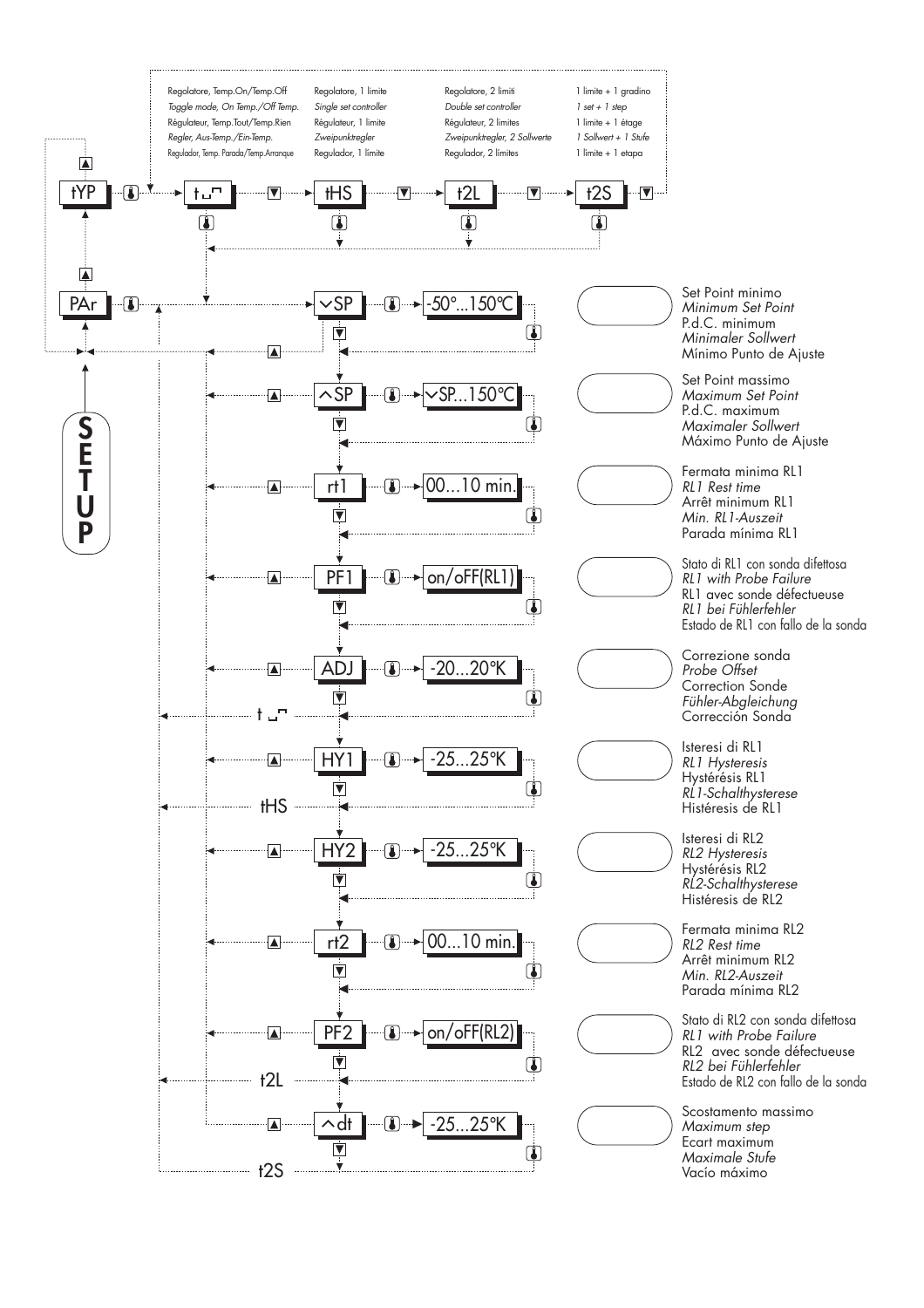Regolatore, Temp.On/Temp.Off
*Toggle mode, On Temp./Off Temp.*
Régulateur, Temp.Tout/Temp.Rien
*Regler, Aus-Temp./Ein-Temp.*
Regulador, Temp. Parada/Temp.Arranque

Regolatore, 1 limite
*Single set controller*
Régulateur, 1 limite
*Zweipunktregler*
Regulador, 1 límite

Regolatore, 2 limiti
*Double set controller*
Régulateur, 2 limites
*Zweipunktregler, 2 Sollwerte*
Regulador, 2 límites

1 limite + 1 gradino
*1 set + 1 step*
1 limite + 1 étage
*1 Sollwert + 1 Stufe*
1 límite + 1 etapa

tYP
t␣⌐
tHS
t2L
t2S

PAr

SETUP

⌄SP
-50°...150°C

Set Point minimo
*Minimum Set Point*
P.d.C. minimum
*Minimaler Sollwert*
Mínimo Punto de Ajuste

^SP
⌄SP...150°C

Set Point massimo
*Maximum Set Point*
P.d.C. maximum
*Maximaler Sollwert*
Máximo Punto de Ajuste

rt1
00...10 min.

Fermata minima RL1
*RL1 Rest time*
Arrêt minimum RL1
*Min. RL1-Auszeit*
Parada mínima RL1

PF1
on/oFF(RL1)

Stato di RL1 con sonda difettosa
*RL1 with Probe Failure*
RL1 avec sonde défectueuse
*RL1 bei Fühlerfehler*
Estado de RL1 con fallo de la sonda

ADJ
-20...20°K

Correzione sonda
*Probe Offset*
Correction Sonde
*Fühler-Abgleichung*
Corrección Sonda

t␣⌐

HY1
-25...25°K

Isteresi di RL1
*RL1 Hysteresis*
Hystérésis RL1
*RL1-Schalthysterese*
Histéresis de RL1

tHS

HY2
-25...25°K

Isteresi di RL2
*RL2 Hysteresis*
Hystérésis RL2
*RL2-Schalthysterese*
Histéresis de RL2

rt2
00...10 min.

Fermata minima RL2
*RL2 Rest time*
Arrêt minimum RL2
*Min. RL2-Auszeit*
Parada mínima RL2

PF2
on/oFF(RL2)

Stato di RL2 con sonda difettosa
*RL1 with Probe Failure*
RL2 avec sonde défectueuse
*RL2 bei Fühlerfehler*
Estado de RL2 con fallo de la sonda

t2L

^dt
-25...25°K

Scostamento massimo
*Maximum step*
Ecart maximum
*Maximale Stufe*
Vacío máximo

t2S